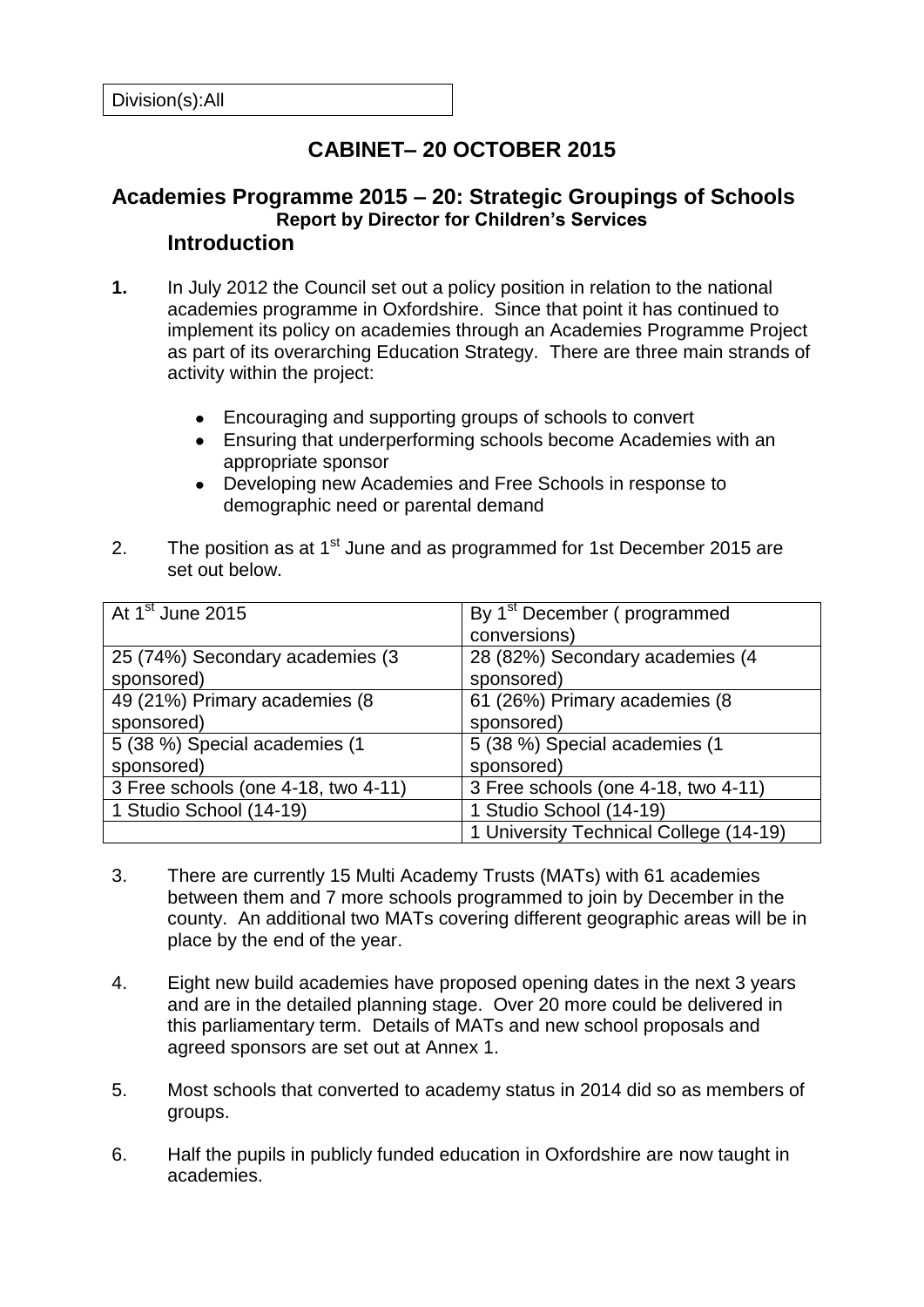Division(s):All

# CABINET– 20 OCTOBER 2015

## Academies Programme 2015 – 20: Strategic Groupings of Schools

**Report by Director for Children's Services**

## Introduction

**1.** In July 2012 the Council set out a policy position in relation to the national academies programme in Oxfordshire. Since that point it has continued to implement its policy on academies through an Academies Programme Project as part of its overarching Education Strategy. There are three main strands of activity within the project:

- Encouraging and supporting groups of schools to convert
- Ensuring that underperforming schools become Academies with an appropriate sponsor
- Developing new Academies and Free Schools in response to demographic need or parental demand

2. The position as at 1st June and as programmed for 1st December 2015 are set out below.

| At 1st June 2015 | By 1st December ( programmed conversions) |
|---|---|
| 25 (74%) Secondary academies (3 sponsored) | 28 (82%) Secondary academies (4 sponsored) |
| 49 (21%) Primary academies (8 sponsored) | 61 (26%) Primary academies (8 sponsored) |
| 5 (38 %) Special academies (1 sponsored) | 5 (38 %) Special academies (1 sponsored) |
| 3 Free schools (one 4-18, two 4-11) | 3 Free schools (one 4-18, two 4-11) |
| 1 Studio School (14-19) | 1 Studio School (14-19) |
| | 1 University Technical College (14-19) |

3. There are currently 15 Multi Academy Trusts (MATs) with 61 academies between them and 7 more schools programmed to join by December in the county. An additional two MATs covering different geographic areas will be in place by the end of the year.

4. Eight new build academies have proposed opening dates in the next 3 years and are in the detailed planning stage. Over 20 more could be delivered in this parliamentary term. Details of MATs and new school proposals and agreed sponsors are set out at Annex 1.

5. Most schools that converted to academy status in 2014 did so as members of groups.

6. Half the pupils in publicly funded education in Oxfordshire are now taught in academies.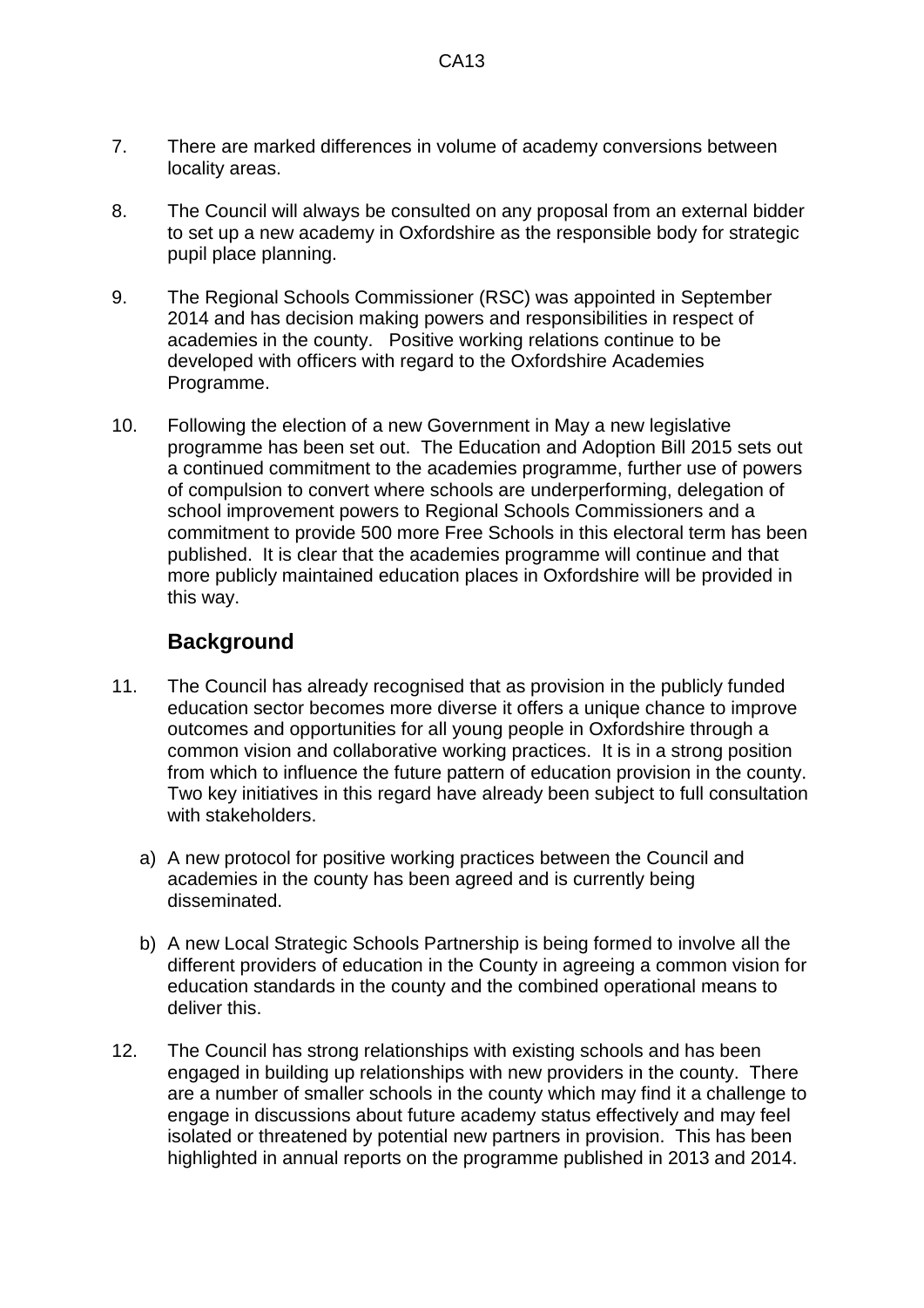7. There are marked differences in volume of academy conversions between locality areas.

8. The Council will always be consulted on any proposal from an external bidder to set up a new academy in Oxfordshire as the responsible body for strategic pupil place planning.

9. The Regional Schools Commissioner (RSC) was appointed in September 2014 and has decision making powers and responsibilities in respect of academies in the county. Positive working relations continue to be developed with officers with regard to the Oxfordshire Academies Programme.

10. Following the election of a new Government in May a new legislative programme has been set out. The Education and Adoption Bill 2015 sets out a continued commitment to the academies programme, further use of powers of compulsion to convert where schools are underperforming, delegation of school improvement powers to Regional Schools Commissioners and a commitment to provide 500 more Free Schools in this electoral term has been published. It is clear that the academies programme will continue and that more publicly maintained education places in Oxfordshire will be provided in this way.

## Background

11. The Council has already recognised that as provision in the publicly funded education sector becomes more diverse it offers a unique chance to improve outcomes and opportunities for all young people in Oxfordshire through a common vision and collaborative working practices. It is in a strong position from which to influence the future pattern of education provision in the county. Two key initiatives in this regard have already been subject to full consultation with stakeholders.

    a) A new protocol for positive working practices between the Council and academies in the county has been agreed and is currently being disseminated.

    b) A new Local Strategic Schools Partnership is being formed to involve all the different providers of education in the County in agreeing a common vision for education standards in the county and the combined operational means to deliver this.

12. The Council has strong relationships with existing schools and has been engaged in building up relationships with new providers in the county. There are a number of smaller schools in the county which may find it a challenge to engage in discussions about future academy status effectively and may feel isolated or threatened by potential new partners in provision. This has been highlighted in annual reports on the programme published in 2013 and 2014.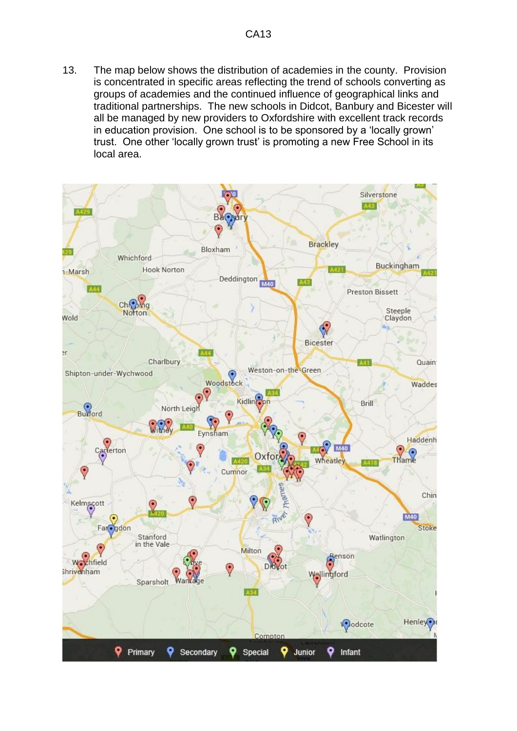13. The map below shows the distribution of academies in the county. Provision is concentrated in specific areas reflecting the trend of schools converting as groups of academies and the continued influence of geographical links and traditional partnerships. The new schools in Didcot, Banbury and Bicester will all be managed by new providers to Oxfordshire with excellent track records in education provision. One school is to be sponsored by a 'locally grown' trust. One other 'locally grown trust' is promoting a new Free School in its local area.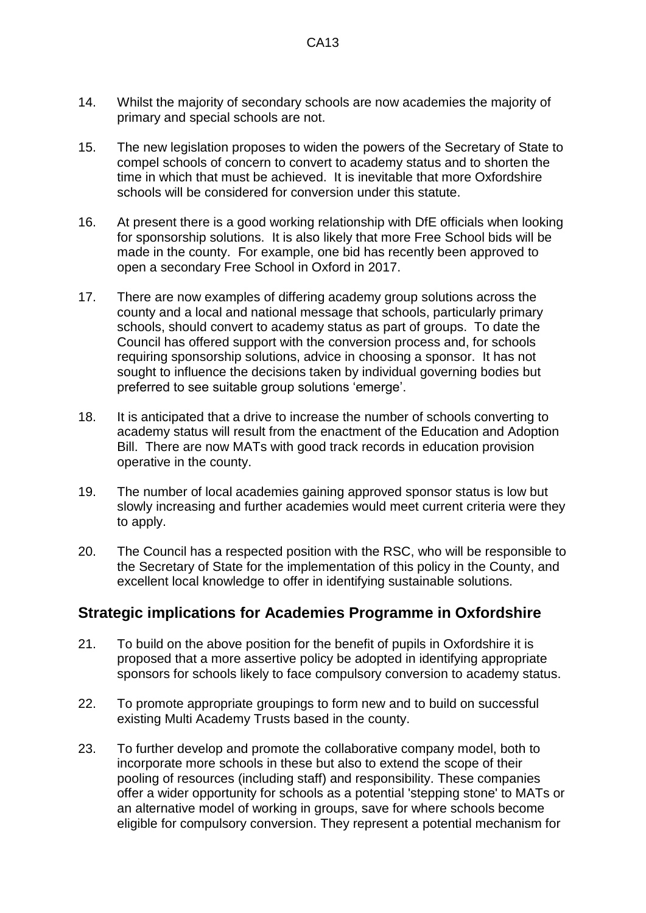14. Whilst the majority of secondary schools are now academies the majority of primary and special schools are not.

15. The new legislation proposes to widen the powers of the Secretary of State to compel schools of concern to convert to academy status and to shorten the time in which that must be achieved. It is inevitable that more Oxfordshire schools will be considered for conversion under this statute.

16. At present there is a good working relationship with DfE officials when looking for sponsorship solutions. It is also likely that more Free School bids will be made in the county. For example, one bid has recently been approved to open a secondary Free School in Oxford in 2017.

17. There are now examples of differing academy group solutions across the county and a local and national message that schools, particularly primary schools, should convert to academy status as part of groups. To date the Council has offered support with the conversion process and, for schools requiring sponsorship solutions, advice in choosing a sponsor. It has not sought to influence the decisions taken by individual governing bodies but preferred to see suitable group solutions 'emerge'.

18. It is anticipated that a drive to increase the number of schools converting to academy status will result from the enactment of the Education and Adoption Bill. There are now MATs with good track records in education provision operative in the county.

19. The number of local academies gaining approved sponsor status is low but slowly increasing and further academies would meet current criteria were they to apply.

20. The Council has a respected position with the RSC, who will be responsible to the Secretary of State for the implementation of this policy in the County, and excellent local knowledge to offer in identifying sustainable solutions.

## Strategic implications for Academies Programme in Oxfordshire

21. To build on the above position for the benefit of pupils in Oxfordshire it is proposed that a more assertive policy be adopted in identifying appropriate sponsors for schools likely to face compulsory conversion to academy status.

22. To promote appropriate groupings to form new and to build on successful existing Multi Academy Trusts based in the county.

23. To further develop and promote the collaborative company model, both to incorporate more schools in these but also to extend the scope of their pooling of resources (including staff) and responsibility. These companies offer a wider opportunity for schools as a potential 'stepping stone' to MATs or an alternative model of working in groups, save for where schools become eligible for compulsory conversion. They represent a potential mechanism for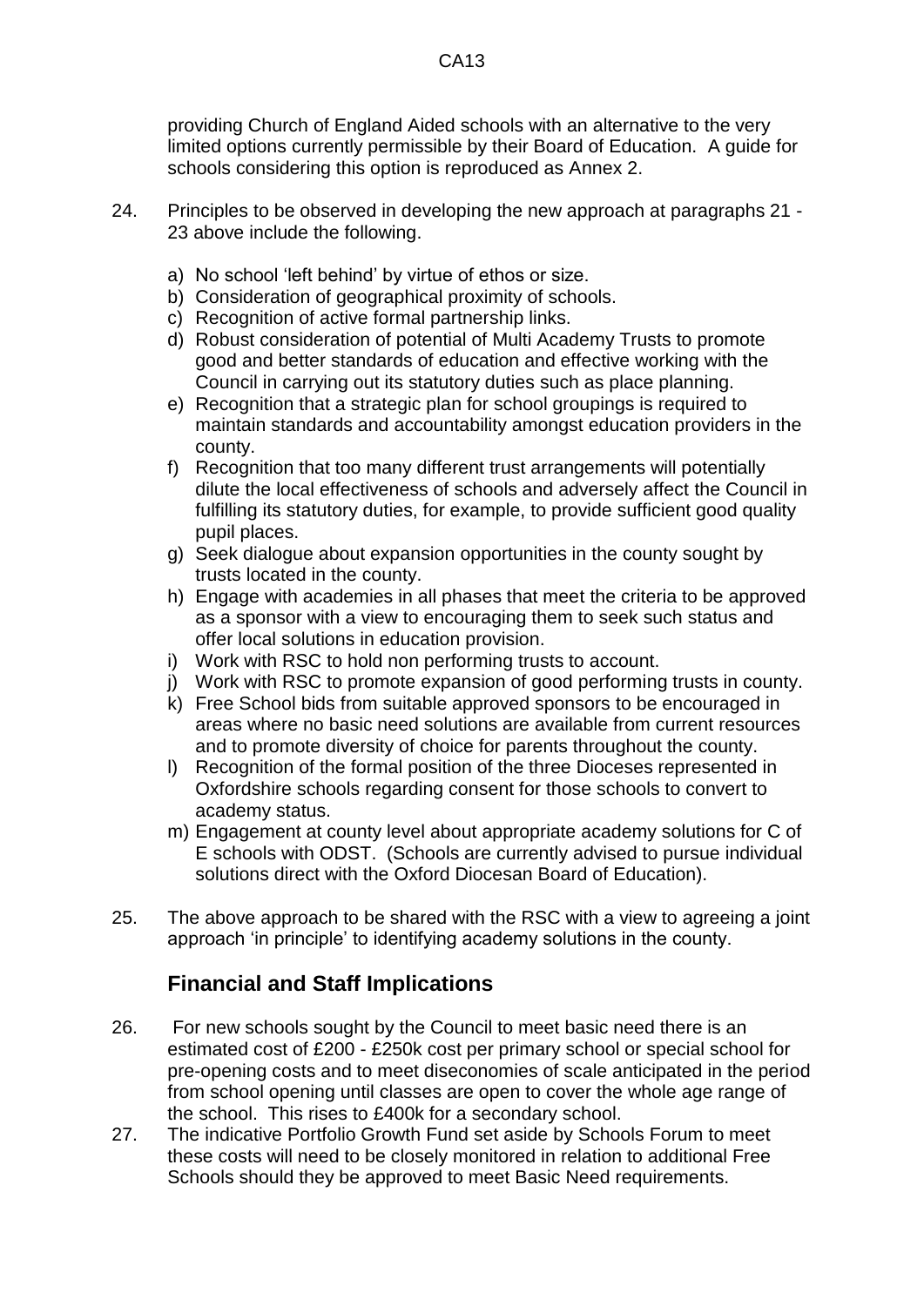providing Church of England Aided schools with an alternative to the very limited options currently permissible by their Board of Education. A guide for schools considering this option is reproduced as Annex 2.

24. Principles to be observed in developing the new approach at paragraphs 21 - 23 above include the following.

    a) No school 'left behind' by virtue of ethos or size.
    b) Consideration of geographical proximity of schools.
    c) Recognition of active formal partnership links.
    d) Robust consideration of potential of Multi Academy Trusts to promote good and better standards of education and effective working with the Council in carrying out its statutory duties such as place planning.
    e) Recognition that a strategic plan for school groupings is required to maintain standards and accountability amongst education providers in the county.
    f) Recognition that too many different trust arrangements will potentially dilute the local effectiveness of schools and adversely affect the Council in fulfilling its statutory duties, for example, to provide sufficient good quality pupil places.
    g) Seek dialogue about expansion opportunities in the county sought by trusts located in the county.
    h) Engage with academies in all phases that meet the criteria to be approved as a sponsor with a view to encouraging them to seek such status and offer local solutions in education provision.
    i) Work with RSC to hold non performing trusts to account.
    j) Work with RSC to promote expansion of good performing trusts in county.
    k) Free School bids from suitable approved sponsors to be encouraged in areas where no basic need solutions are available from current resources and to promote diversity of choice for parents throughout the county.
    l) Recognition of the formal position of the three Dioceses represented in Oxfordshire schools regarding consent for those schools to convert to academy status.
    m) Engagement at county level about appropriate academy solutions for C of E schools with ODST. (Schools are currently advised to pursue individual solutions direct with the Oxford Diocesan Board of Education).

25. The above approach to be shared with the RSC with a view to agreeing a joint approach 'in principle' to identifying academy solutions in the county.

## Financial and Staff Implications

26. For new schools sought by the Council to meet basic need there is an estimated cost of £200 - £250k cost per primary school or special school for pre-opening costs and to meet diseconomies of scale anticipated in the period from school opening until classes are open to cover the whole age range of the school. This rises to £400k for a secondary school.

27. The indicative Portfolio Growth Fund set aside by Schools Forum to meet these costs will need to be closely monitored in relation to additional Free Schools should they be approved to meet Basic Need requirements.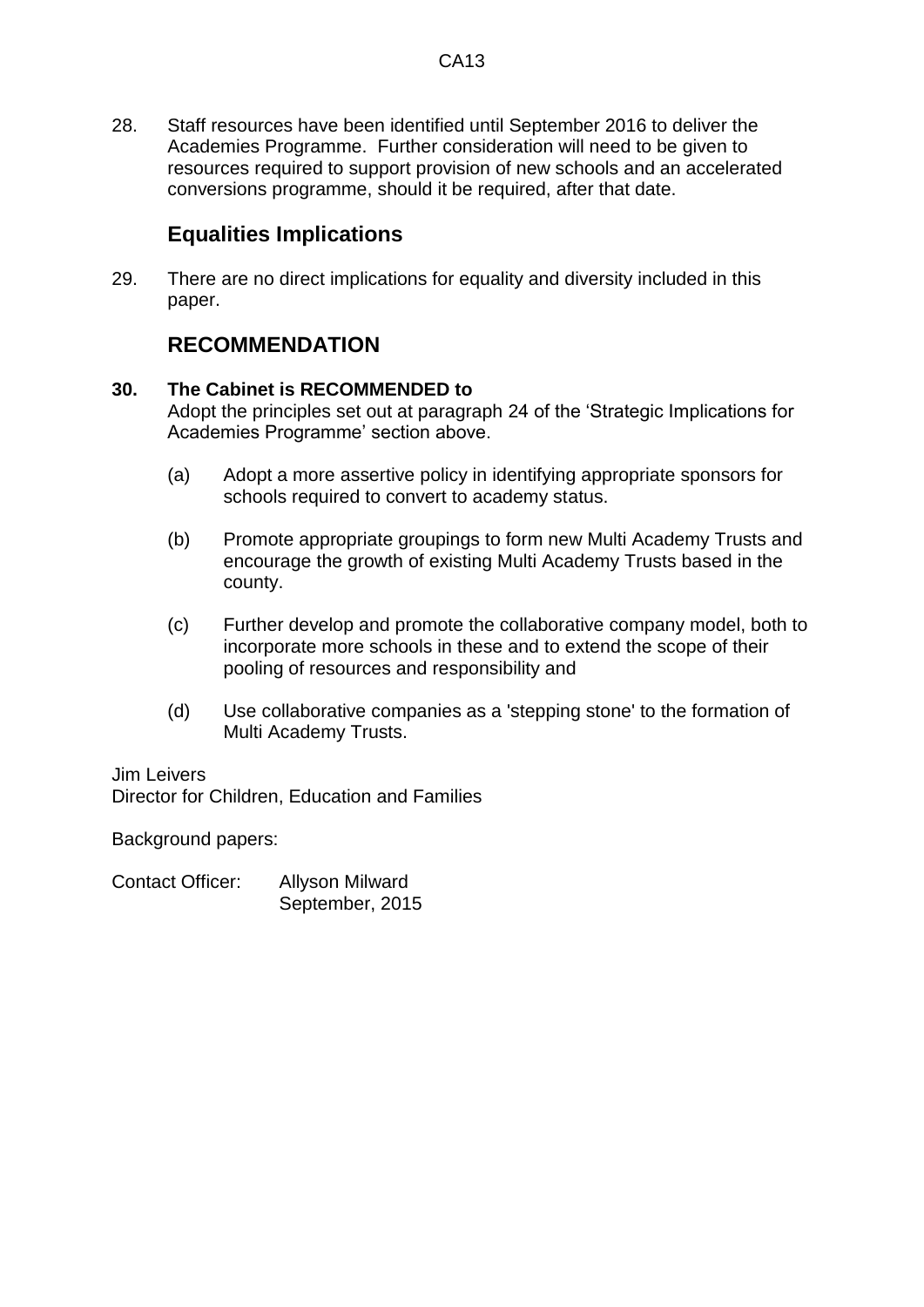28. Staff resources have been identified until September 2016 to deliver the Academies Programme. Further consideration will need to be given to resources required to support provision of new schools and an accelerated conversions programme, should it be required, after that date.

## Equalities Implications

29. There are no direct implications for equality and diversity included in this paper.

## RECOMMENDATION

**30. The Cabinet is RECOMMENDED to**
Adopt the principles set out at paragraph 24 of the 'Strategic Implications for Academies Programme' section above.

(a) Adopt a more assertive policy in identifying appropriate sponsors for schools required to convert to academy status.

(b) Promote appropriate groupings to form new Multi Academy Trusts and encourage the growth of existing Multi Academy Trusts based in the county.

(c) Further develop and promote the collaborative company model, both to incorporate more schools in these and to extend the scope of their pooling of resources and responsibility and

(d) Use collaborative companies as a 'stepping stone' to the formation of Multi Academy Trusts.

Jim Leivers
Director for Children, Education and Families

Background papers:

Contact Officer: Allyson Milward
September, 2015